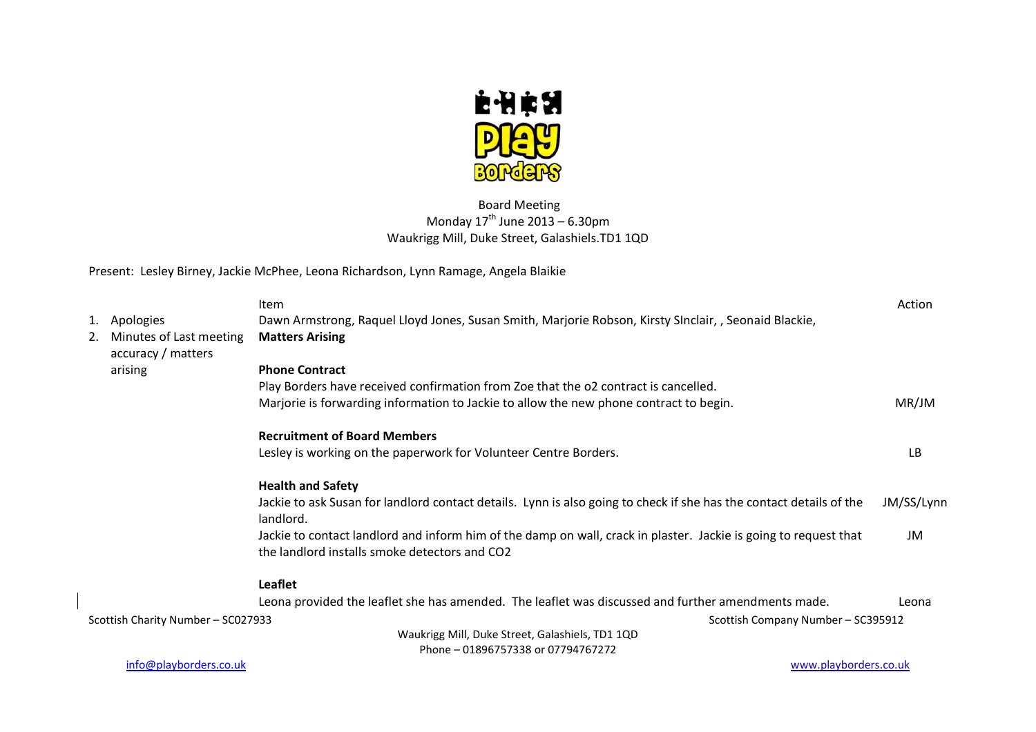Board Meeting
Monday 17th June 2013 – 6.30pm
Waukrigg Mill, Duke Street, Galashiels.TD1 1QD

Present: Lesley Birney, Jackie McPhee, Leona Richardson, Lynn Ramage, Angela Blaikie

| | Item | Action |
|---|---|---|
| 1. Apologies | Dawn Armstrong, Raquel Lloyd Jones, Susan Smith, Marjorie Robson, Kirsty SInclair, , Seonaid Blackie, | |
| 2. Minutes of Last meeting accuracy / matters arising | **Matters Arising** | |
| | **Phone Contract** | |
| | Play Borders have received confirmation from Zoe that the o2 contract is cancelled. | |
| | Marjorie is forwarding information to Jackie to allow the new phone contract to begin. | MR/JM |
| | **Recruitment of Board Members** | |
| | Lesley is working on the paperwork for Volunteer Centre Borders. | LB |
| | **Health and Safety** | |
| | Jackie to ask Susan for landlord contact details. Lynn is also going to check if she has the contact details of the landlord. | JM/SS/Lynn |
| | Jackie to contact landlord and inform him of the damp on wall, crack in plaster. Jackie is going to request that the landlord installs smoke detectors and CO2 | JM |
| | **Leaflet** | |
| | Leona provided the leaflet she has amended. The leaflet was discussed and further amendments made. | Leona |

Scottish Charity Number – SC027933
Scottish Company Number – SC395912
Waukrigg Mill, Duke Street, Galashiels, TD1 1QD
Phone – 01896757338 or 07794767272
info@playborders.co.uk
www.playborders.co.uk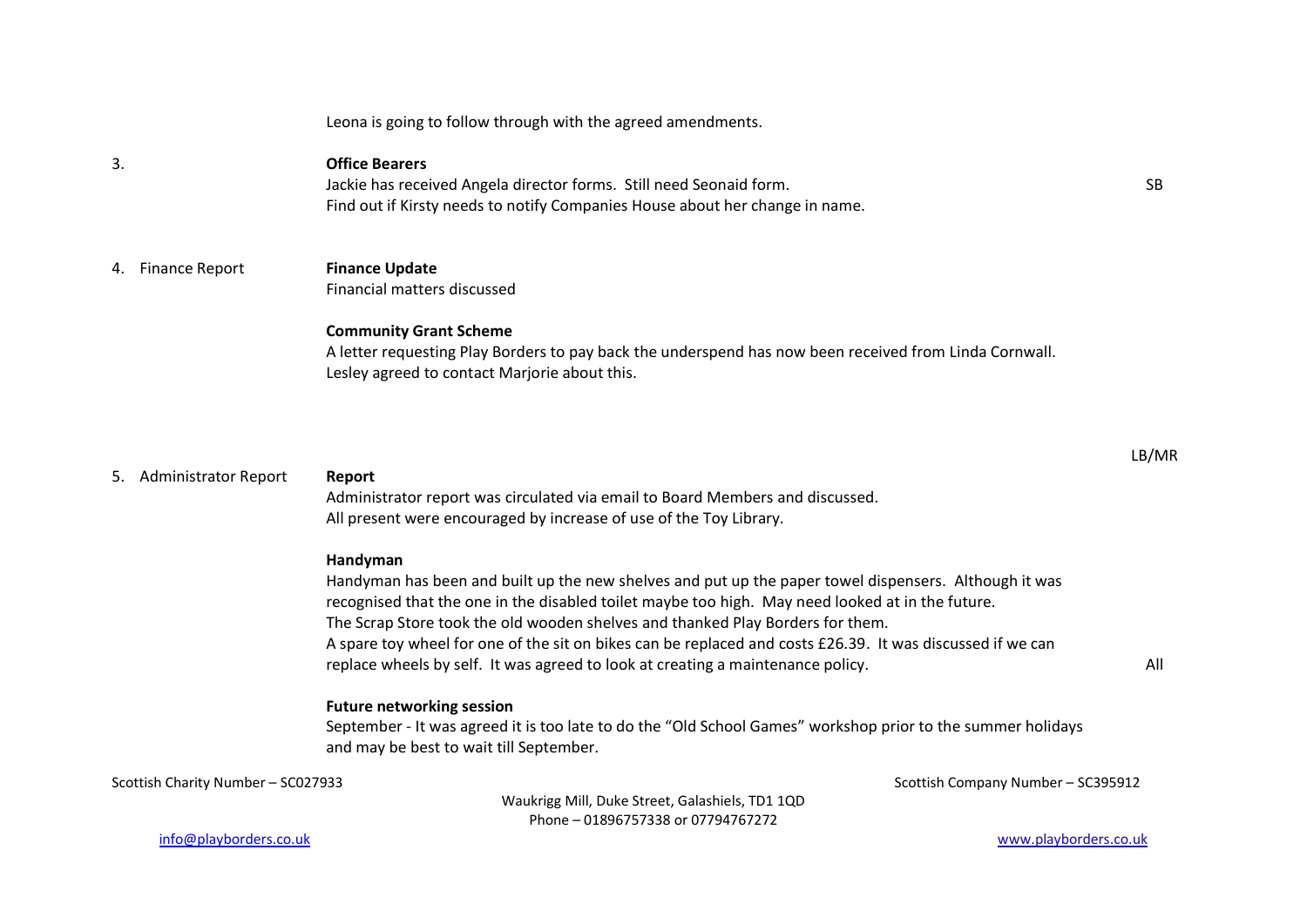Leona is going to follow through with the agreed amendments.

| | | |
|---|---|---|
| 3. | **Office Bearers**<br>Jackie has received Angela director forms. Still need Seonaid form.<br>Find out if Kirsty needs to notify Companies House about her change in name. | SB |
| 4. Finance Report | **Finance Update**<br>Financial matters discussed<br><br>**Community Grant Scheme**<br>A letter requesting Play Borders to pay back the underspend has now been received from Linda Cornwall.<br>Lesley agreed to contact Marjorie about this. | LB/MR |
| 5. Administrator Report | **Report**<br>Administrator report was circulated via email to Board Members and discussed.<br>All present were encouraged by increase of use of the Toy Library.<br><br>**Handyman**<br>Handyman has been and built up the new shelves and put up the paper towel dispensers. Although it was recognised that the one in the disabled toilet maybe too high. May need looked at in the future.<br>The Scrap Store took the old wooden shelves and thanked Play Borders for them.<br>A spare toy wheel for one of the sit on bikes can be replaced and costs £26.39. It was discussed if we can replace wheels by self. It was agreed to look at creating a maintenance policy. | All |
| | **Future networking session**<br>September - It was agreed it is too late to do the "Old School Games" workshop prior to the summer holidays and may be best to wait till September. | |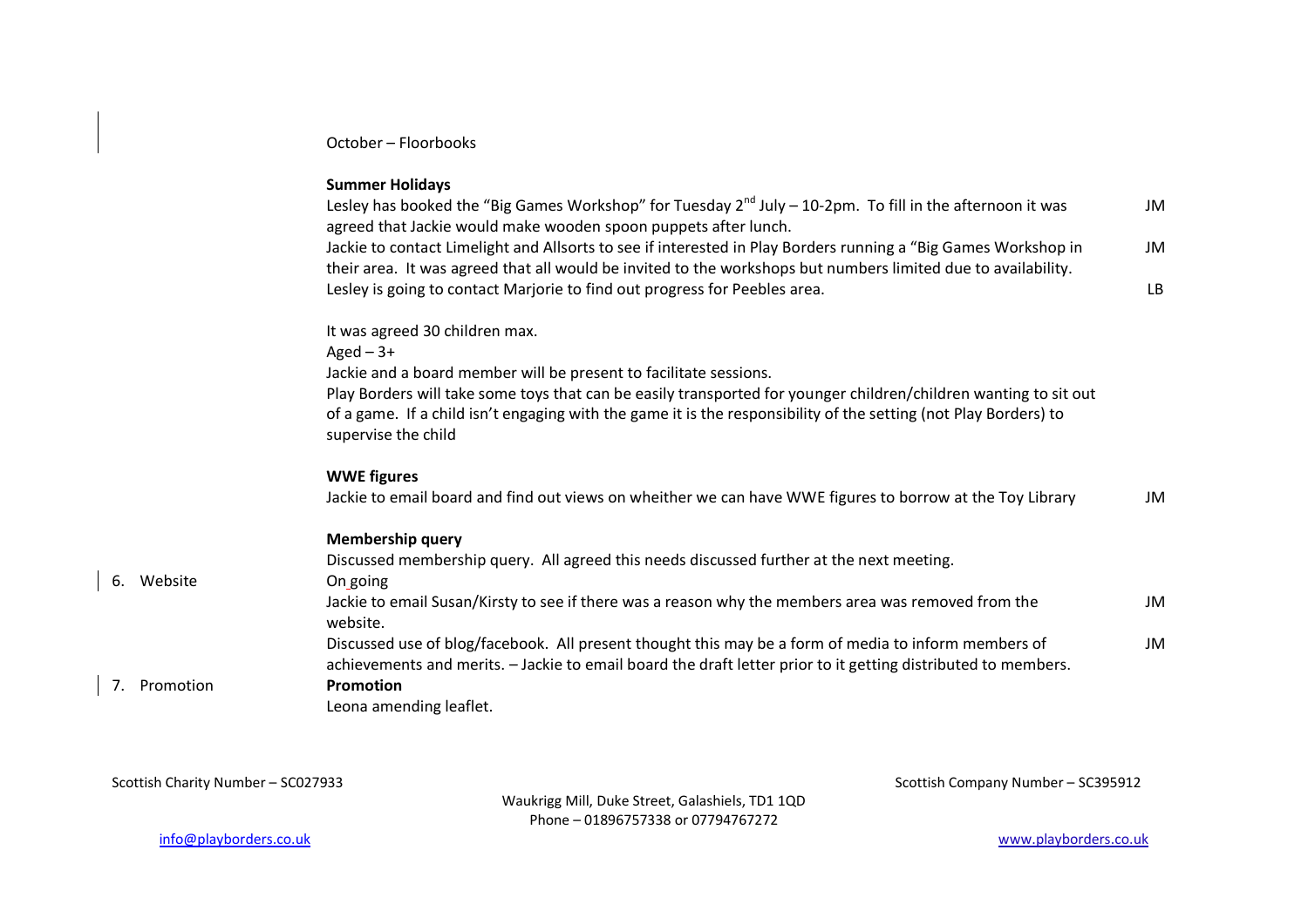October – Floorbooks

**Summer Holidays**

Lesley has booked the "Big Games Workshop" for Tuesday 2nd July – 10-2pm. To fill in the afternoon it was agreed that Jackie would make wooden spoon puppets after lunch. — JM

Jackie to contact Limelight and Allsorts to see if interested in Play Borders running a "Big Games Workshop in their area. It was agreed that all would be invited to the workshops but numbers limited due to availability. — JM

Lesley is going to contact Marjorie to find out progress for Peebles area. — LB

It was agreed 30 children max.
Aged – 3+
Jackie and a board member will be present to facilitate sessions.
Play Borders will take some toys that can be easily transported for younger children/children wanting to sit out of a game. If a child isn't engaging with the game it is the responsibility of the setting (not Play Borders) to supervise the child

**WWE figures**

Jackie to email board and find out views on wheither we can have WWE figures to borrow at the Toy Library — JM

**Membership query**

Discussed membership query. All agreed this needs discussed further at the next meeting.

## 6. Website

On going

Jackie to email Susan/Kirsty to see if there was a reason why the members area was removed from the website. — JM

Discussed use of blog/facebook. All present thought this may be a form of media to inform members of achievements and merits. – Jackie to email board the draft letter prior to it getting distributed to members. — JM

## 7. Promotion

**Promotion**

Leona amending leaflet.

Scottish Charity Number – SC027933

Scottish Company Number – SC395912

Waukrigg Mill, Duke Street, Galashiels, TD1 1QD
Phone – 01896757338 or 07794767272

info@playborders.co.uk

www.playborders.co.uk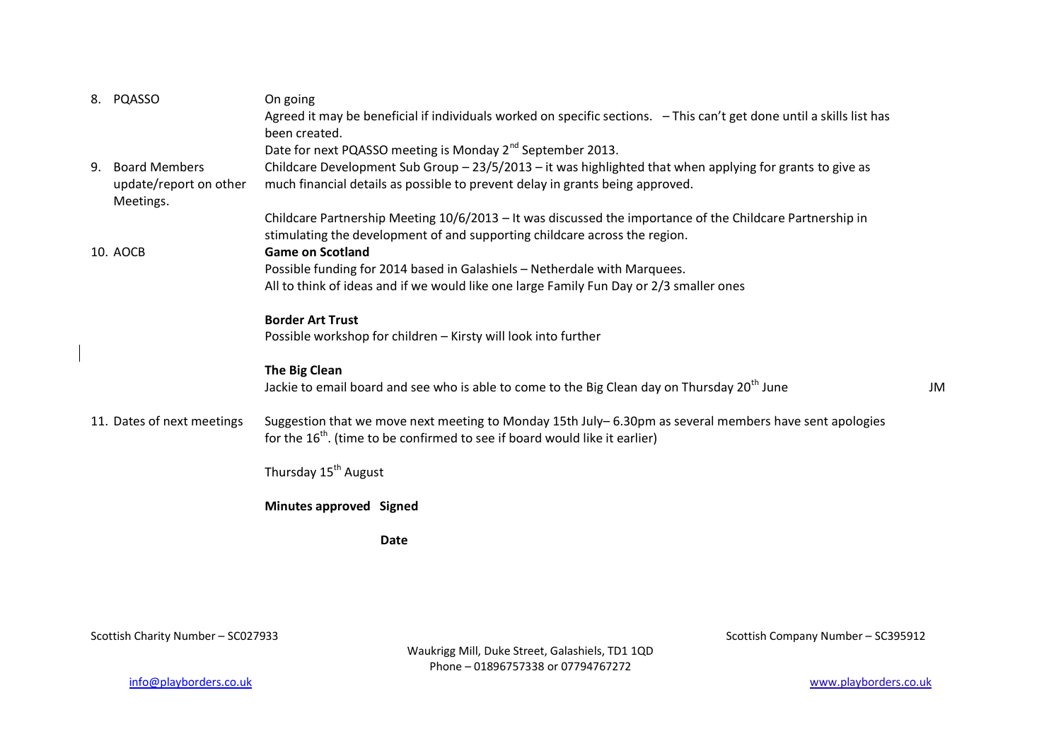| | | |
|---|---|---|
| 8. PQASSO | On going<br>Agreed it may be beneficial if individuals worked on specific sections. – This can't get done until a skills list has been created.<br>Date for next PQASSO meeting is Monday 2nd September 2013. | |
| 9. Board Members update/report on other Meetings. | Childcare Development Sub Group – 23/5/2013 – it was highlighted that when applying for grants to give as much financial details as possible to prevent delay in grants being approved.<br><br>Childcare Partnership Meeting 10/6/2013 – It was discussed the importance of the Childcare Partnership in stimulating the development of and supporting childcare across the region. | |
| 10. AOCB | **Game on Scotland**<br>Possible funding for 2014 based in Galashiels – Netherdale with Marquees.<br>All to think of ideas and if we would like one large Family Fun Day or 2/3 smaller ones<br><br>**Border Art Trust**<br>Possible workshop for children – Kirsty will look into further<br><br>**The Big Clean**<br>Jackie to email board and see who is able to come to the Big Clean day on Thursday 20th June | JM |
| 11. Dates of next meetings | Suggestion that we move next meeting to Monday 15th July– 6.30pm as several members have sent apologies for the 16th. (time to be confirmed to see if board would like it earlier)<br><br>Thursday 15th August | |

**Minutes approved Signed**

**Date**

Scottish Charity Number – SC027933

Scottish Company Number – SC395912

Waukrigg Mill, Duke Street, Galashiels, TD1 1QD
Phone – 01896757338 or 07794767272

info@playborders.co.uk

www.playborders.co.uk